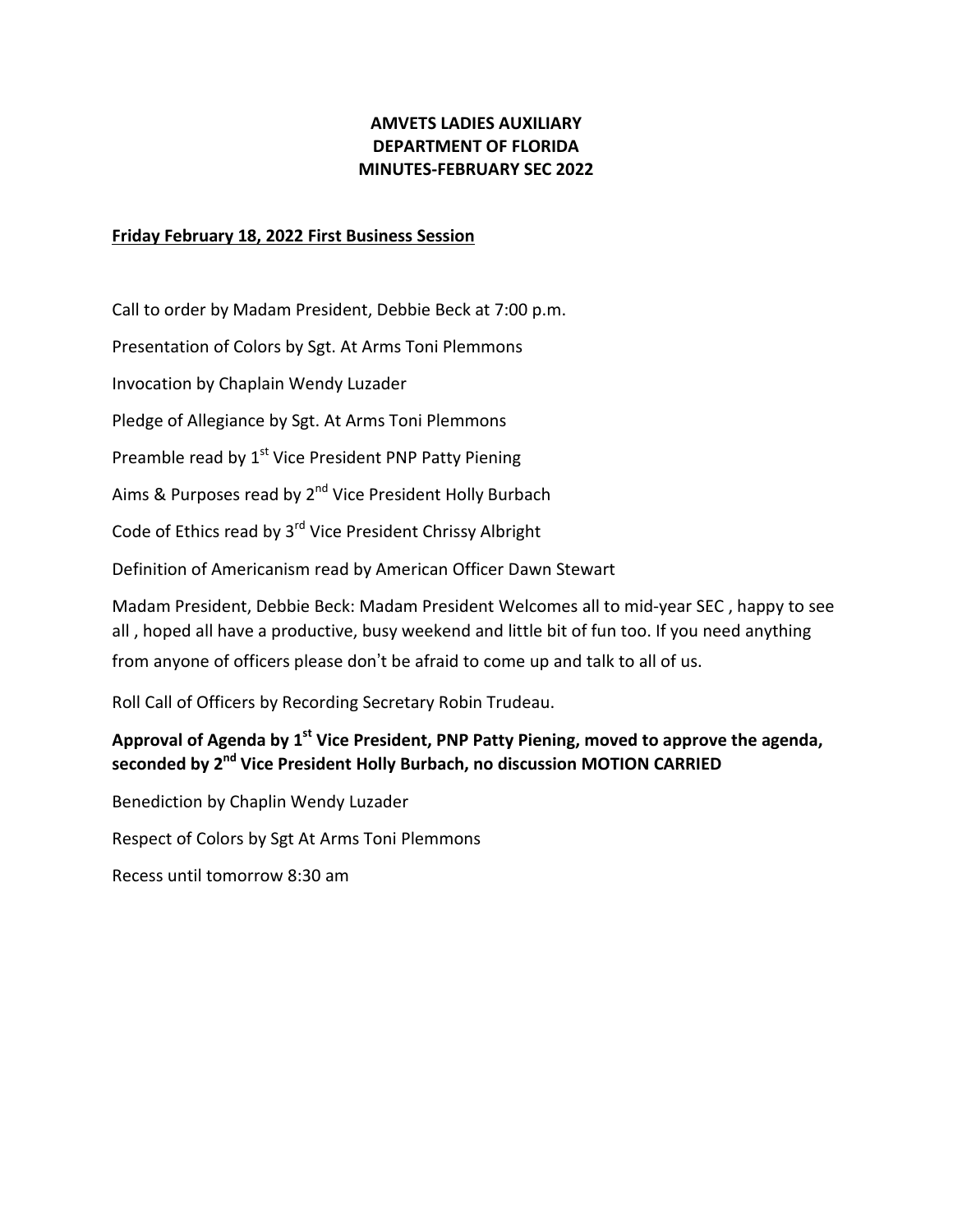# AMVETS LADIES AUXILIARY
# DEPARTMENT OF FLORIDA
# MINUTES-FEBRUARY SEC 2022

**Friday February 18, 2022 First Business Session**

Call to order by Madam President, Debbie Beck at 7:00 p.m.

Presentation of Colors by Sgt. At Arms Toni Plemmons

Invocation by Chaplain Wendy Luzader

Pledge of Allegiance by Sgt. At Arms Toni Plemmons

Preamble read by 1st Vice President PNP Patty Piening

Aims & Purposes read by 2nd Vice President Holly Burbach

Code of Ethics read by 3rd Vice President Chrissy Albright

Definition of Americanism read by American Officer Dawn Stewart

Madam President, Debbie Beck: Madam President Welcomes all to mid-year SEC , happy to see all , hoped all have a productive, busy weekend and little bit of fun too. If you need anything from anyone of officers please don't be afraid to come up and talk to all of us.

Roll Call of Officers by Recording Secretary Robin Trudeau.

**Approval of Agenda by 1st Vice President, PNP Patty Piening, moved to approve the agenda, seconded by 2nd Vice President Holly Burbach, no discussion MOTION CARRIED**

Benediction by Chaplin Wendy Luzader

Respect of Colors by Sgt At Arms Toni Plemmons

Recess until tomorrow 8:30 am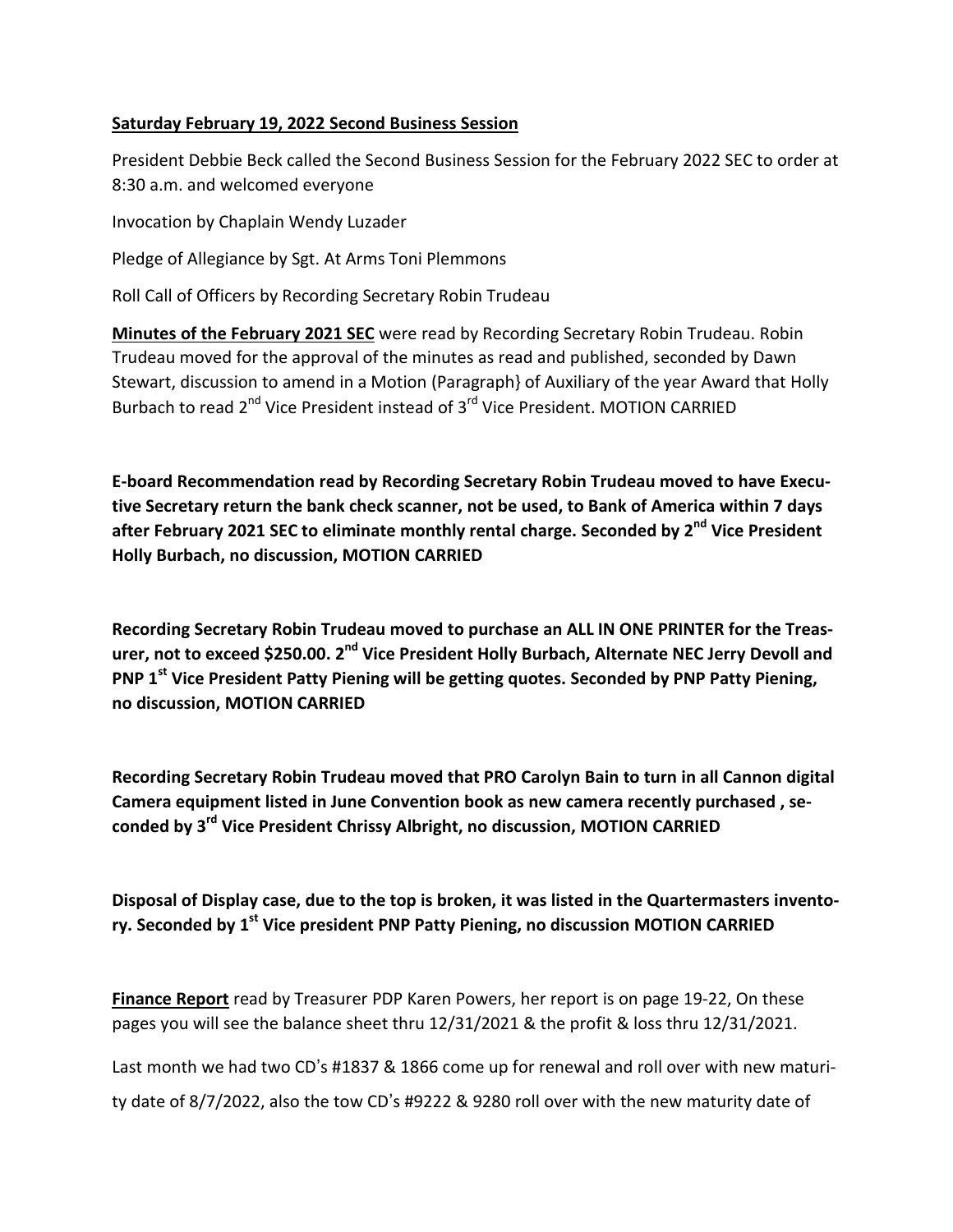**Saturday February 19, 2022 Second Business Session**

President Debbie Beck called the Second Business Session for the February 2022 SEC to order at 8:30 a.m. and welcomed everyone

Invocation by Chaplain Wendy Luzader

Pledge of Allegiance by Sgt. At Arms Toni Plemmons

Roll Call of Officers by Recording Secretary Robin Trudeau

**Minutes of the February 2021 SEC** were read by Recording Secretary Robin Trudeau. Robin Trudeau moved for the approval of the minutes as read and published, seconded by Dawn Stewart, discussion to amend in a Motion (Paragraph} of Auxiliary of the year Award that Holly Burbach to read 2nd Vice President instead of 3rd Vice President. MOTION CARRIED

**E-board Recommendation read by Recording Secretary Robin Trudeau moved to have Executive Secretary return the bank check scanner, not be used, to Bank of America within 7 days after February 2021 SEC to eliminate monthly rental charge. Seconded by 2nd Vice President Holly Burbach, no discussion, MOTION CARRIED**

**Recording Secretary Robin Trudeau moved to purchase an ALL IN ONE PRINTER for the Treasurer, not to exceed $250.00. 2nd Vice President Holly Burbach, Alternate NEC Jerry Devoll and PNP 1st Vice President Patty Piening will be getting quotes. Seconded by PNP Patty Piening, no discussion, MOTION CARRIED**

**Recording Secretary Robin Trudeau moved that PRO Carolyn Bain to turn in all Cannon digital Camera equipment listed in June Convention book as new camera recently purchased , seconded by 3rd Vice President Chrissy Albright, no discussion, MOTION CARRIED**

**Disposal of Display case, due to the top is broken, it was listed in the Quartermasters inventory. Seconded by 1st Vice president PNP Patty Piening, no discussion MOTION CARRIED**

**Finance Report** read by Treasurer PDP Karen Powers, her report is on page 19-22, On these pages you will see the balance sheet thru 12/31/2021 & the profit & loss thru 12/31/2021.

Last month we had two CD's #1837 & 1866 come up for renewal and roll over with new maturity date of 8/7/2022, also the tow CD's #9222 & 9280 roll over with the new maturity date of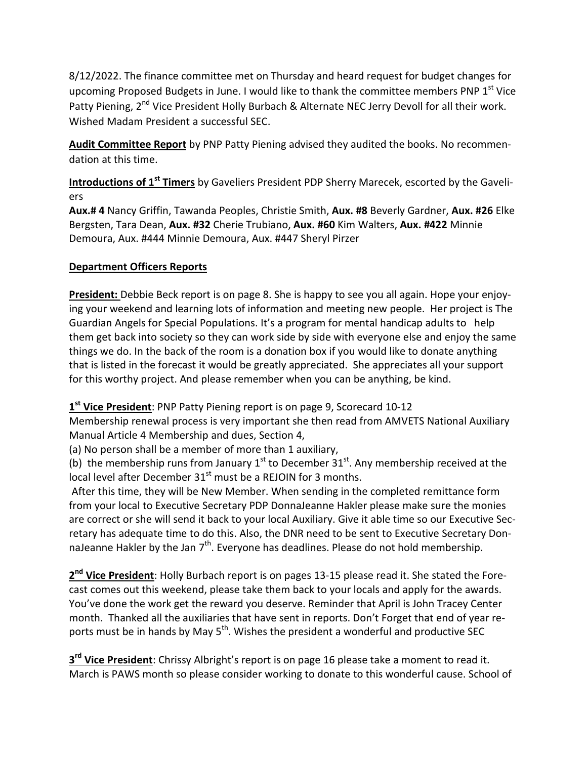8/12/2022. The finance committee met on Thursday and heard request for budget changes for upcoming Proposed Budgets in June. I would like to thank the committee members PNP 1st Vice Patty Piening, 2nd Vice President Holly Burbach & Alternate NEC Jerry Devoll for all their work. Wished Madam President a successful SEC.

**Audit Committee Report** by PNP Patty Piening advised they audited the books. No recommendation at this time.

**Introductions of 1st Timers** by Gaveliers President PDP Sherry Marecek, escorted by the Gaveliers
**Aux.# 4** Nancy Griffin, Tawanda Peoples, Christie Smith, **Aux. #8** Beverly Gardner, **Aux. #26** Elke Bergsten, Tara Dean, **Aux. #32** Cherie Trubiano, **Aux. #60** Kim Walters, **Aux. #422** Minnie Demoura, Aux. #444 Minnie Demoura, Aux. #447 Sheryl Pirzer

## Department Officers Reports

**President:** Debbie Beck report is on page 8. She is happy to see you all again. Hope your enjoying your weekend and learning lots of information and meeting new people. Her project is The Guardian Angels for Special Populations. It's a program for mental handicap adults to help them get back into society so they can work side by side with everyone else and enjoy the same things we do. In the back of the room is a donation box if you would like to donate anything that is listed in the forecast it would be greatly appreciated. She appreciates all your support for this worthy project. And please remember when you can be anything, be kind.

**1st Vice President**: PNP Patty Piening report is on page 9, Scorecard 10-12
Membership renewal process is very important she then read from AMVETS National Auxiliary Manual Article 4 Membership and dues, Section 4,
(a) No person shall be a member of more than 1 auxiliary,
(b) the membership runs from January 1st to December 31st. Any membership received at the local level after December 31st must be a REJOIN for 3 months.
After this time, they will be New Member. When sending in the completed remittance form from your local to Executive Secretary PDP DonnaJeanne Hakler please make sure the monies are correct or she will send it back to your local Auxiliary. Give it able time so our Executive Secretary has adequate time to do this. Also, the DNR need to be sent to Executive Secretary DonnaJeanne Hakler by the Jan 7th. Everyone has deadlines. Please do not hold membership.

**2nd Vice President**: Holly Burbach report is on pages 13-15 please read it. She stated the Forecast comes out this weekend, please take them back to your locals and apply for the awards. You've done the work get the reward you deserve. Reminder that April is John Tracey Center month. Thanked all the auxiliaries that have sent in reports. Don't Forget that end of year reports must be in hands by May 5th. Wishes the president a wonderful and productive SEC

**3rd Vice President**: Chrissy Albright's report is on page 16 please take a moment to read it. March is PAWS month so please consider working to donate to this wonderful cause. School of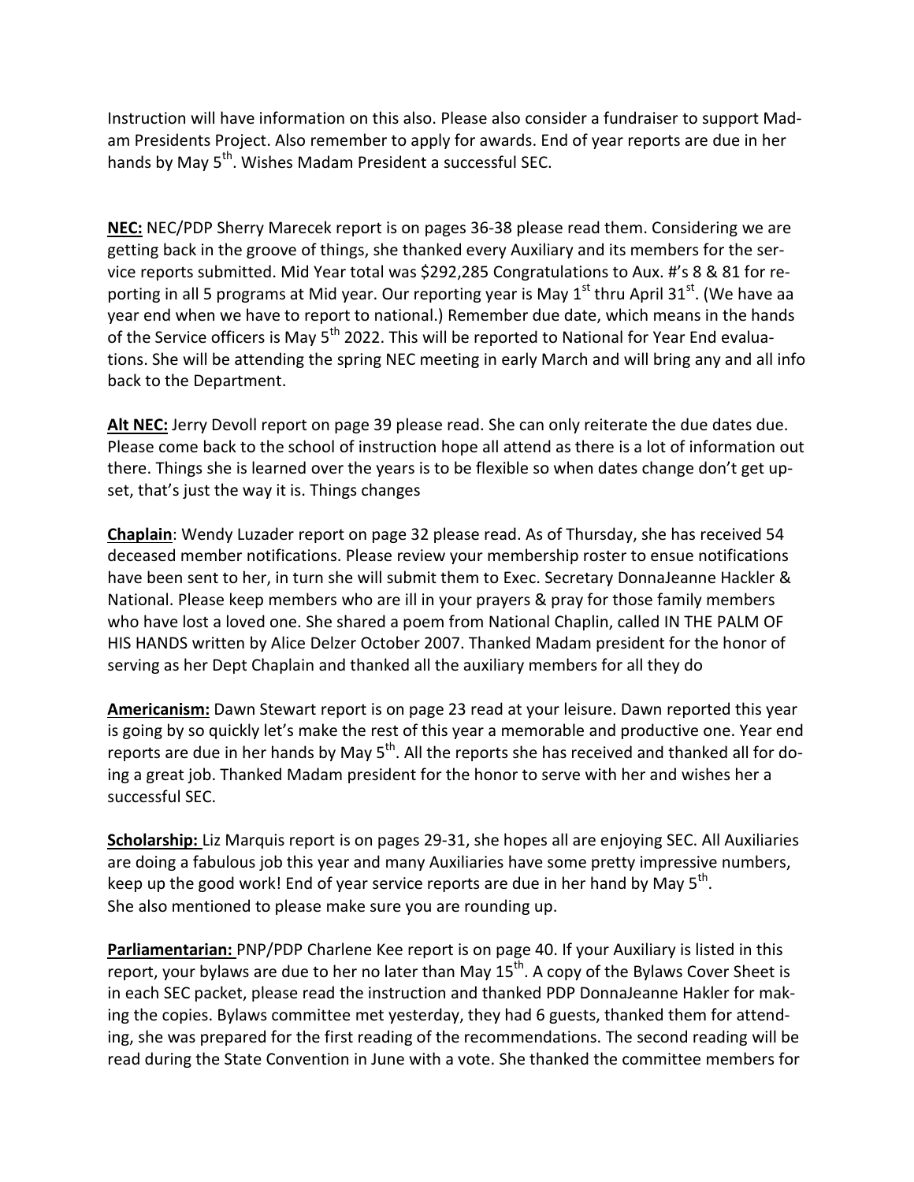Instruction will have information on this also. Please also consider a fundraiser to support Madam Presidents Project. Also remember to apply for awards. End of year reports are due in her hands by May 5th. Wishes Madam President a successful SEC.

**NEC:** NEC/PDP Sherry Marecek report is on pages 36-38 please read them. Considering we are getting back in the groove of things, she thanked every Auxiliary and its members for the service reports submitted. Mid Year total was $292,285 Congratulations to Aux. #'s 8 & 81 for reporting in all 5 programs at Mid year. Our reporting year is May 1st thru April 31st. (We have aa year end when we have to report to national.) Remember due date, which means in the hands of the Service officers is May 5th 2022. This will be reported to National for Year End evaluations. She will be attending the spring NEC meeting in early March and will bring any and all info back to the Department.

**Alt NEC:** Jerry Devoll report on page 39 please read. She can only reiterate the due dates due. Please come back to the school of instruction hope all attend as there is a lot of information out there. Things she is learned over the years is to be flexible so when dates change don't get upset, that's just the way it is. Things changes

**Chaplain**: Wendy Luzader report on page 32 please read. As of Thursday, she has received 54 deceased member notifications. Please review your membership roster to ensue notifications have been sent to her, in turn she will submit them to Exec. Secretary DonnaJeanne Hackler & National. Please keep members who are ill in your prayers & pray for those family members who have lost a loved one. She shared a poem from National Chaplin, called IN THE PALM OF HIS HANDS written by Alice Delzer October 2007. Thanked Madam president for the honor of serving as her Dept Chaplain and thanked all the auxiliary members for all they do

**Americanism:** Dawn Stewart report is on page 23 read at your leisure. Dawn reported this year is going by so quickly let's make the rest of this year a memorable and productive one. Year end reports are due in her hands by May 5th. All the reports she has received and thanked all for doing a great job. Thanked Madam president for the honor to serve with her and wishes her a successful SEC.

**Scholarship:** Liz Marquis report is on pages 29-31, she hopes all are enjoying SEC. All Auxiliaries are doing a fabulous job this year and many Auxiliaries have some pretty impressive numbers, keep up the good work! End of year service reports are due in her hand by May 5th.
She also mentioned to please make sure you are rounding up.

**Parliamentarian:** PNP/PDP Charlene Kee report is on page 40. If your Auxiliary is listed in this report, your bylaws are due to her no later than May 15th. A copy of the Bylaws Cover Sheet is in each SEC packet, please read the instruction and thanked PDP DonnaJeanne Hakler for making the copies. Bylaws committee met yesterday, they had 6 guests, thanked them for attending, she was prepared for the first reading of the recommendations. The second reading will be read during the State Convention in June with a vote. She thanked the committee members for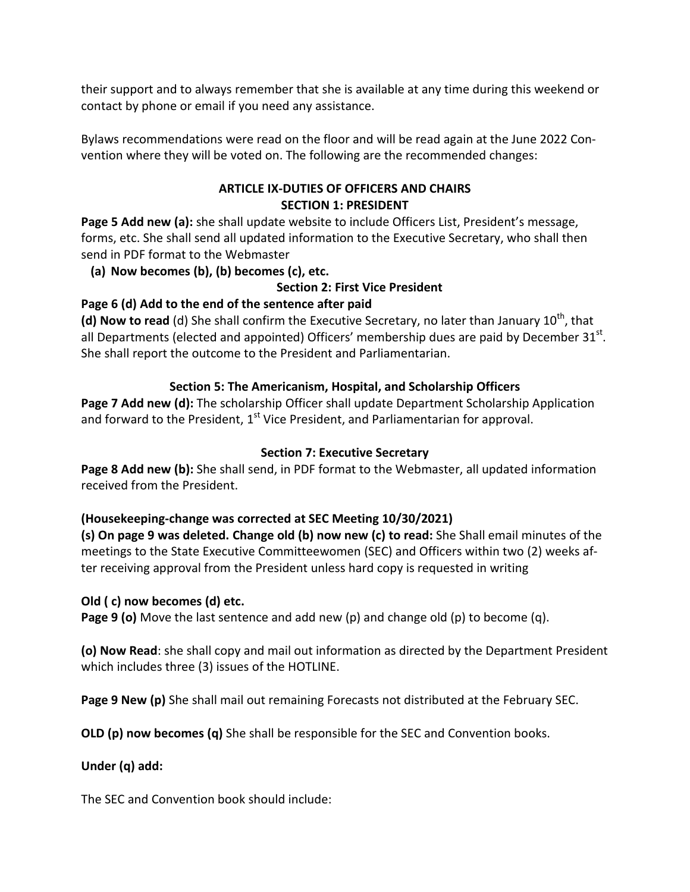their support and to always remember that she is available at any time during this weekend or contact by phone or email if you need any assistance.

Bylaws recommendations were read on the floor and will be read again at the June 2022 Convention where they will be voted on. The following are the recommended changes:

**ARTICLE IX-DUTIES OF OFFICERS AND CHAIRS**
**SECTION 1: PRESIDENT**

**Page 5 Add new (a):** she shall update website to include Officers List, President's message, forms, etc. She shall send all updated information to the Executive Secretary, who shall then send in PDF format to the Webmaster

**(a) Now becomes (b), (b) becomes (c), etc.**

**Section 2: First Vice President**

**Page 6 (d) Add to the end of the sentence after paid**

**(d) Now to read** (d) She shall confirm the Executive Secretary, no later than January 10th, that all Departments (elected and appointed) Officers' membership dues are paid by December 31st. She shall report the outcome to the President and Parliamentarian.

**Section 5: The Americanism, Hospital, and Scholarship Officers**

**Page 7 Add new (d):** The scholarship Officer shall update Department Scholarship Application and forward to the President, 1st Vice President, and Parliamentarian for approval.

**Section 7: Executive Secretary**

**Page 8 Add new (b):** She shall send, in PDF format to the Webmaster, all updated information received from the President.

**(Housekeeping-change was corrected at SEC Meeting 10/30/2021)**
**(s) On page 9 was deleted. Change old (b) now new (c) to read:** She Shall email minutes of the meetings to the State Executive Committeewomen (SEC) and Officers within two (2) weeks after receiving approval from the President unless hard copy is requested in writing

**Old ( c) now becomes (d) etc.**
**Page 9 (o)** Move the last sentence and add new (p) and change old (p) to become (q).

**(o) Now Read**: she shall copy and mail out information as directed by the Department President which includes three (3) issues of the HOTLINE.

**Page 9 New (p)** She shall mail out remaining Forecasts not distributed at the February SEC.

**OLD (p) now becomes (q)** She shall be responsible for the SEC and Convention books.

**Under (q) add:**

The SEC and Convention book should include: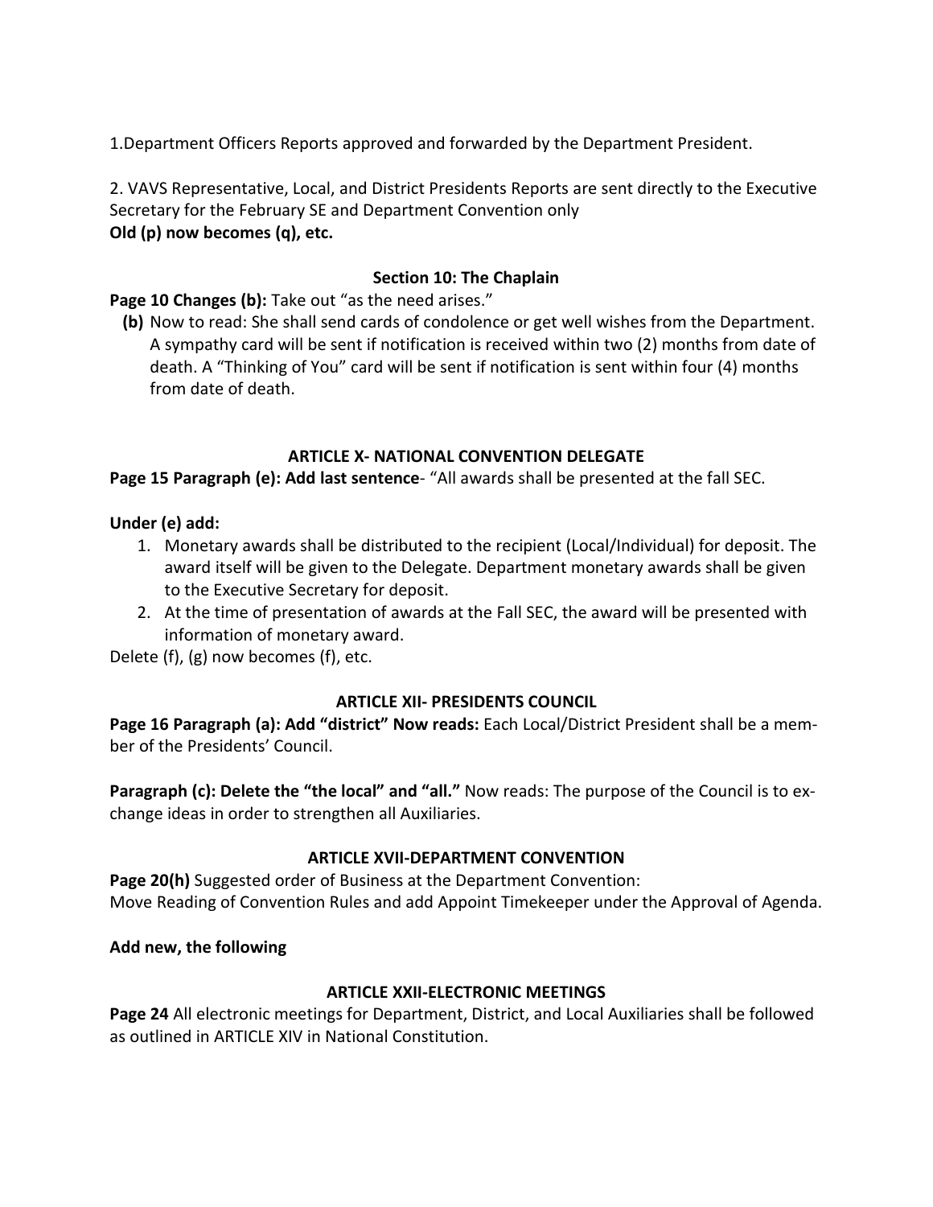1.Department Officers Reports approved and forwarded by the Department President.

2. VAVS Representative, Local, and District Presidents Reports are sent directly to the Executive Secretary for the February SE and Department Convention only
**Old (p) now becomes (q), etc.**

### Section 10: The Chaplain

**Page 10 Changes (b):** Take out "as the need arises."

**(b)** Now to read: She shall send cards of condolence or get well wishes from the Department. A sympathy card will be sent if notification is received within two (2) months from date of death. A "Thinking of You" card will be sent if notification is sent within four (4) months from date of death.

### ARTICLE X- NATIONAL CONVENTION DELEGATE

**Page 15 Paragraph (e): Add last sentence**- "All awards shall be presented at the fall SEC.

**Under (e) add:**

1. Monetary awards shall be distributed to the recipient (Local/Individual) for deposit. The award itself will be given to the Delegate. Department monetary awards shall be given to the Executive Secretary for deposit.
2. At the time of presentation of awards at the Fall SEC, the award will be presented with information of monetary award.

Delete (f), (g) now becomes (f), etc.

### ARTICLE XII- PRESIDENTS COUNCIL

**Page 16 Paragraph (a): Add "district" Now reads:** Each Local/District President shall be a member of the Presidents' Council.

**Paragraph (c): Delete the "the local" and "all."** Now reads: The purpose of the Council is to exchange ideas in order to strengthen all Auxiliaries.

### ARTICLE XVII-DEPARTMENT CONVENTION

**Page 20(h)** Suggested order of Business at the Department Convention:
Move Reading of Convention Rules and add Appoint Timekeeper under the Approval of Agenda.

**Add new, the following**

### ARTICLE XXII-ELECTRONIC MEETINGS

**Page 24** All electronic meetings for Department, District, and Local Auxiliaries shall be followed as outlined in ARTICLE XIV in National Constitution.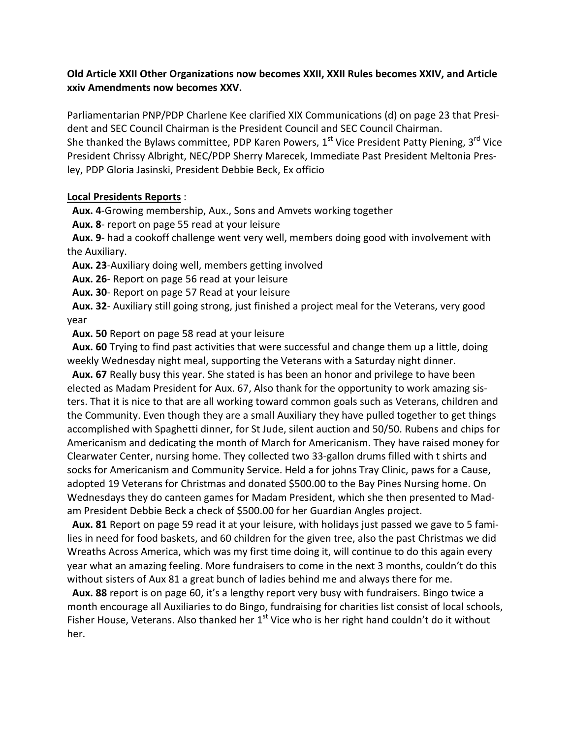**Old Article XXII Other Organizations now becomes XXII, XXII Rules becomes XXIV, and Article xxiv Amendments now becomes XXV.**

Parliamentarian PNP/PDP Charlene Kee clarified XIX Communications (d) on page 23 that President and SEC Council Chairman is the President Council and SEC Council Chairman.
She thanked the Bylaws committee, PDP Karen Powers, 1st Vice President Patty Piening, 3rd Vice President Chrissy Albright, NEC/PDP Sherry Marecek, Immediate Past President Meltonia Presley, PDP Gloria Jasinski, President Debbie Beck, Ex officio

**Local Presidents Reports** :

**Aux. 4**-Growing membership, Aux., Sons and Amvets working together

**Aux. 8**- report on page 55 read at your leisure

**Aux. 9**- had a cookoff challenge went very well, members doing good with involvement with the Auxiliary.

**Aux. 23**-Auxiliary doing well, members getting involved

**Aux. 26**- Report on page 56 read at your leisure

**Aux. 30**- Report on page 57 Read at your leisure

**Aux. 32**- Auxiliary still going strong, just finished a project meal for the Veterans, very good year

**Aux. 50** Report on page 58 read at your leisure

**Aux. 60** Trying to find past activities that were successful and change them up a little, doing weekly Wednesday night meal, supporting the Veterans with a Saturday night dinner.

**Aux. 67** Really busy this year. She stated is has been an honor and privilege to have been elected as Madam President for Aux. 67, Also thank for the opportunity to work amazing sisters. That it is nice to that are all working toward common goals such as Veterans, children and the Community. Even though they are a small Auxiliary they have pulled together to get things accomplished with Spaghetti dinner, for St Jude, silent auction and 50/50. Rubens and chips for Americanism and dedicating the month of March for Americanism. They have raised money for Clearwater Center, nursing home. They collected two 33-gallon drums filled with t shirts and socks for Americanism and Community Service. Held a for johns Tray Clinic, paws for a Cause, adopted 19 Veterans for Christmas and donated $500.00 to the Bay Pines Nursing home. On Wednesdays they do canteen games for Madam President, which she then presented to Madam President Debbie Beck a check of $500.00 for her Guardian Angles project.

**Aux. 81** Report on page 59 read it at your leisure, with holidays just passed we gave to 5 families in need for food baskets, and 60 children for the given tree, also the past Christmas we did Wreaths Across America, which was my first time doing it, will continue to do this again every year what an amazing feeling. More fundraisers to come in the next 3 months, couldn't do this without sisters of Aux 81 a great bunch of ladies behind me and always there for me.

**Aux. 88** report is on page 60, it's a lengthy report very busy with fundraisers. Bingo twice a month encourage all Auxiliaries to do Bingo, fundraising for charities list consist of local schools, Fisher House, Veterans. Also thanked her 1st Vice who is her right hand couldn't do it without her.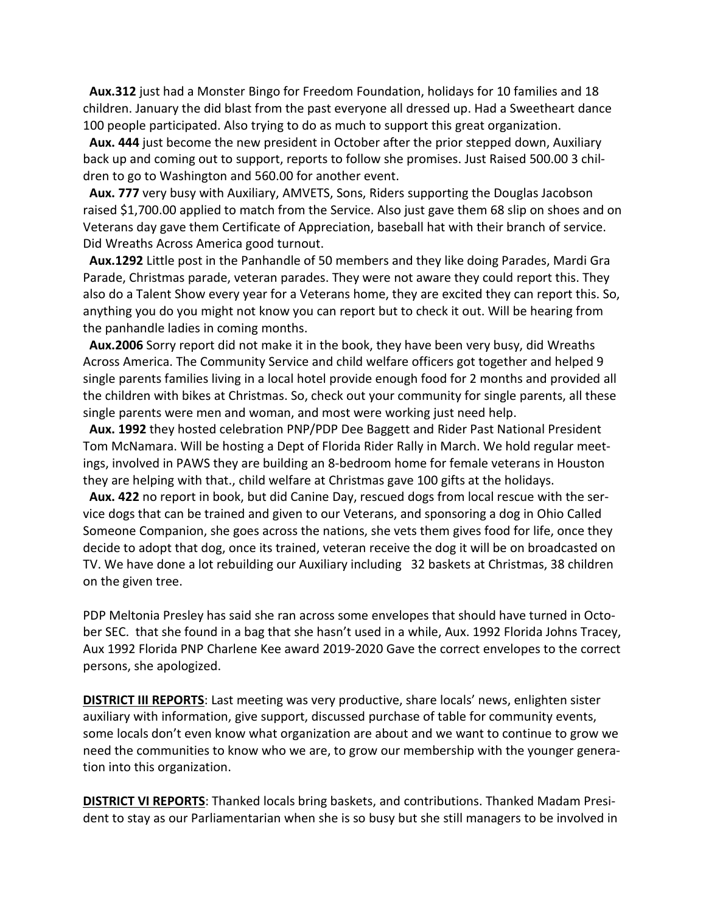**Aux.312** just had a Monster Bingo for Freedom Foundation, holidays for 10 families and 18 children. January the did blast from the past everyone all dressed up. Had a Sweetheart dance 100 people participated. Also trying to do as much to support this great organization.

**Aux. 444** just become the new president in October after the prior stepped down, Auxiliary back up and coming out to support, reports to follow she promises. Just Raised 500.00 3 children to go to Washington and 560.00 for another event.

**Aux. 777** very busy with Auxiliary, AMVETS, Sons, Riders supporting the Douglas Jacobson raised $1,700.00 applied to match from the Service. Also just gave them 68 slip on shoes and on Veterans day gave them Certificate of Appreciation, baseball hat with their branch of service. Did Wreaths Across America good turnout.

**Aux.1292** Little post in the Panhandle of 50 members and they like doing Parades, Mardi Gra Parade, Christmas parade, veteran parades. They were not aware they could report this. They also do a Talent Show every year for a Veterans home, they are excited they can report this. So, anything you do you might not know you can report but to check it out. Will be hearing from the panhandle ladies in coming months.

**Aux.2006** Sorry report did not make it in the book, they have been very busy, did Wreaths Across America. The Community Service and child welfare officers got together and helped 9 single parents families living in a local hotel provide enough food for 2 months and provided all the children with bikes at Christmas. So, check out your community for single parents, all these single parents were men and woman, and most were working just need help.

**Aux. 1992** they hosted celebration PNP/PDP Dee Baggett and Rider Past National President Tom McNamara. Will be hosting a Dept of Florida Rider Rally in March. We hold regular meetings, involved in PAWS they are building an 8-bedroom home for female veterans in Houston they are helping with that., child welfare at Christmas gave 100 gifts at the holidays.

**Aux. 422** no report in book, but did Canine Day, rescued dogs from local rescue with the service dogs that can be trained and given to our Veterans, and sponsoring a dog in Ohio Called Someone Companion, she goes across the nations, she vets them gives food for life, once they decide to adopt that dog, once its trained, veteran receive the dog it will be on broadcasted on TV. We have done a lot rebuilding our Auxiliary including 32 baskets at Christmas, 38 children on the given tree.

PDP Meltonia Presley has said she ran across some envelopes that should have turned in October SEC. that she found in a bag that she hasn't used in a while, Aux. 1992 Florida Johns Tracey, Aux 1992 Florida PNP Charlene Kee award 2019-2020 Gave the correct envelopes to the correct persons, she apologized.

**DISTRICT III REPORTS**: Last meeting was very productive, share locals' news, enlighten sister auxiliary with information, give support, discussed purchase of table for community events, some locals don't even know what organization are about and we want to continue to grow we need the communities to know who we are, to grow our membership with the younger generation into this organization.

**DISTRICT VI REPORTS**: Thanked locals bring baskets, and contributions. Thanked Madam President to stay as our Parliamentarian when she is so busy but she still managers to be involved in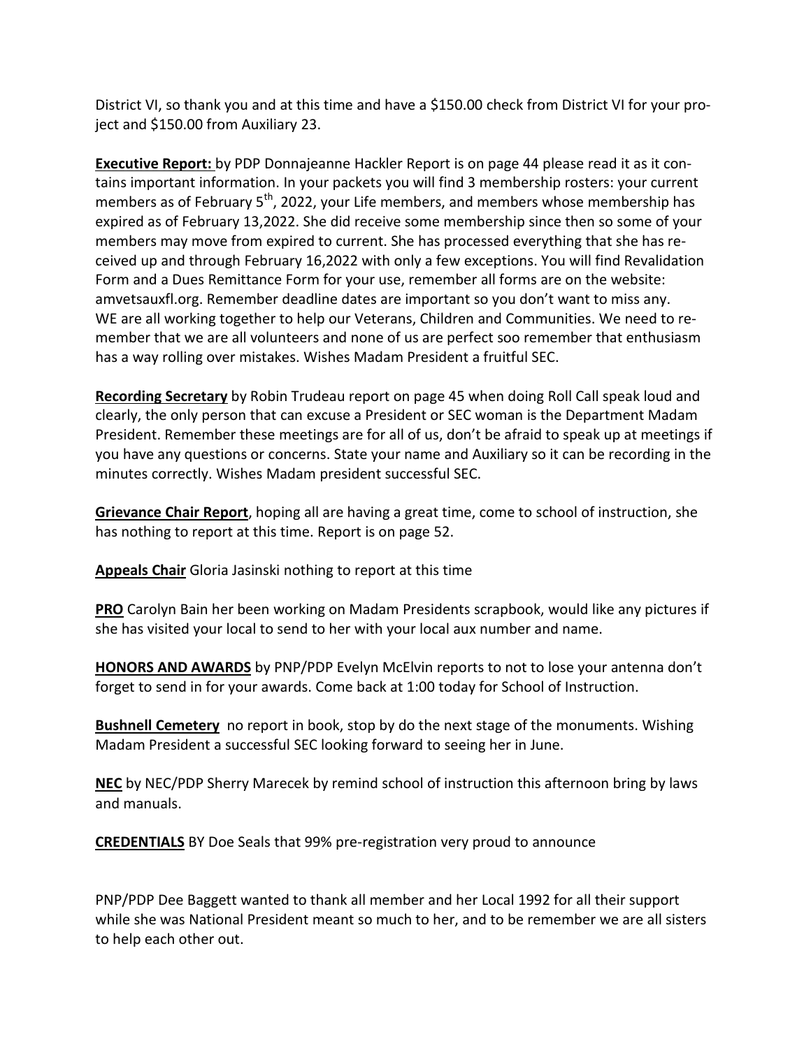District VI, so thank you and at this time and have a $150.00 check from District VI for your project and $150.00 from Auxiliary 23.

**Executive Report:** by PDP Donnajeanne Hackler Report is on page 44 please read it as it contains important information. In your packets you will find 3 membership rosters: your current members as of February 5th, 2022, your Life members, and members whose membership has expired as of February 13,2022. She did receive some membership since then so some of your members may move from expired to current. She has processed everything that she has received up and through February 16,2022 with only a few exceptions. You will find Revalidation Form and a Dues Remittance Form for your use, remember all forms are on the website: amvetsauxfl.org. Remember deadline dates are important so you don't want to miss any. WE are all working together to help our Veterans, Children and Communities. We need to remember that we are all volunteers and none of us are perfect soo remember that enthusiasm has a way rolling over mistakes. Wishes Madam President a fruitful SEC.

**Recording Secretary** by Robin Trudeau report on page 45 when doing Roll Call speak loud and clearly, the only person that can excuse a President or SEC woman is the Department Madam President. Remember these meetings are for all of us, don't be afraid to speak up at meetings if you have any questions or concerns. State your name and Auxiliary so it can be recording in the minutes correctly. Wishes Madam president successful SEC.

**Grievance Chair Report**, hoping all are having a great time, come to school of instruction, she has nothing to report at this time. Report is on page 52.

**Appeals Chair** Gloria Jasinski nothing to report at this time

**PRO** Carolyn Bain her been working on Madam Presidents scrapbook, would like any pictures if she has visited your local to send to her with your local aux number and name.

**HONORS AND AWARDS** by PNP/PDP Evelyn McElvin reports to not to lose your antenna don't forget to send in for your awards. Come back at 1:00 today for School of Instruction.

**Bushnell Cemetery** no report in book, stop by do the next stage of the monuments. Wishing Madam President a successful SEC looking forward to seeing her in June.

**NEC** by NEC/PDP Sherry Marecek by remind school of instruction this afternoon bring by laws and manuals.

**CREDENTIALS** BY Doe Seals that 99% pre-registration very proud to announce

PNP/PDP Dee Baggett wanted to thank all member and her Local 1992 for all their support while she was National President meant so much to her, and to be remember we are all sisters to help each other out.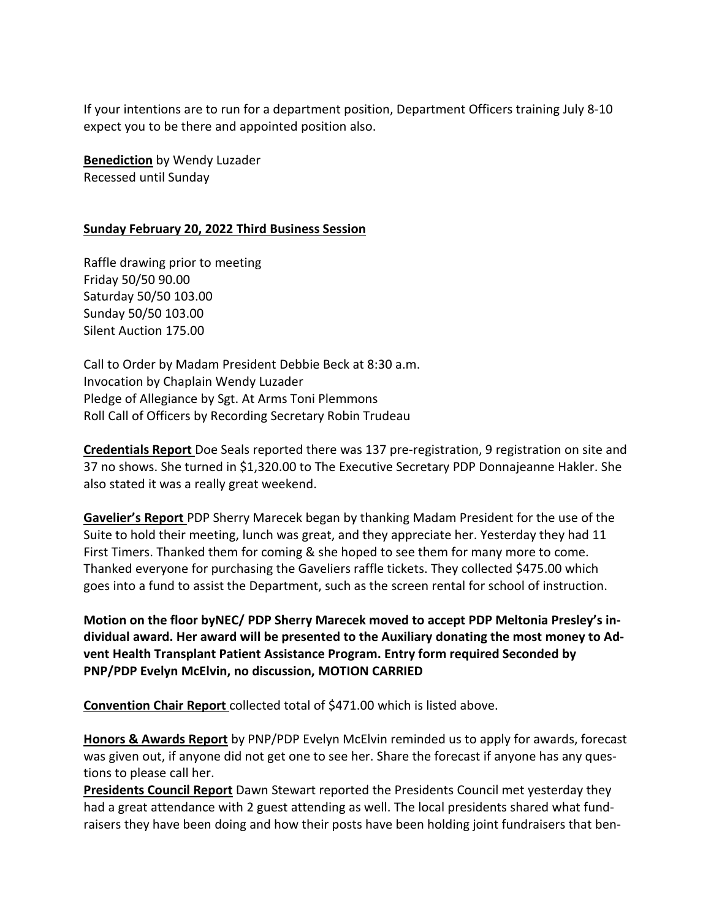If your intentions are to run for a department position, Department Officers training July 8-10 expect you to be there and appointed position also.

**Benediction** by Wendy Luzader
Recessed until Sunday

**Sunday February 20, 2022 Third Business Session**

Raffle drawing prior to meeting
Friday 50/50 90.00
Saturday 50/50 103.00
Sunday 50/50 103.00
Silent Auction 175.00

Call to Order by Madam President Debbie Beck at 8:30 a.m.
Invocation by Chaplain Wendy Luzader
Pledge of Allegiance by Sgt. At Arms Toni Plemmons
Roll Call of Officers by Recording Secretary Robin Trudeau

**Credentials Report** Doe Seals reported there was 137 pre-registration, 9 registration on site and 37 no shows. She turned in $1,320.00 to The Executive Secretary PDP Donnajeanne Hakler. She also stated it was a really great weekend.

**Gavelier's Report** PDP Sherry Marecek began by thanking Madam President for the use of the Suite to hold their meeting, lunch was great, and they appreciate her. Yesterday they had 11 First Timers. Thanked them for coming & she hoped to see them for many more to come. Thanked everyone for purchasing the Gaveliers raffle tickets. They collected $475.00 which goes into a fund to assist the Department, such as the screen rental for school of instruction.

**Motion on the floor byNEC/ PDP Sherry Marecek moved to accept PDP Meltonia Presley's individual award. Her award will be presented to the Auxiliary donating the most money to Advent Health Transplant Patient Assistance Program. Entry form required Seconded by PNP/PDP Evelyn McElvin, no discussion, MOTION CARRIED**

**Convention Chair Report** collected total of $471.00 which is listed above.

**Honors & Awards Report** by PNP/PDP Evelyn McElvin reminded us to apply for awards, forecast was given out, if anyone did not get one to see her. Share the forecast if anyone has any questions to please call her.

**Presidents Council Report** Dawn Stewart reported the Presidents Council met yesterday they had a great attendance with 2 guest attending as well. The local presidents shared what fundraisers they have been doing and how their posts have been holding joint fundraisers that ben-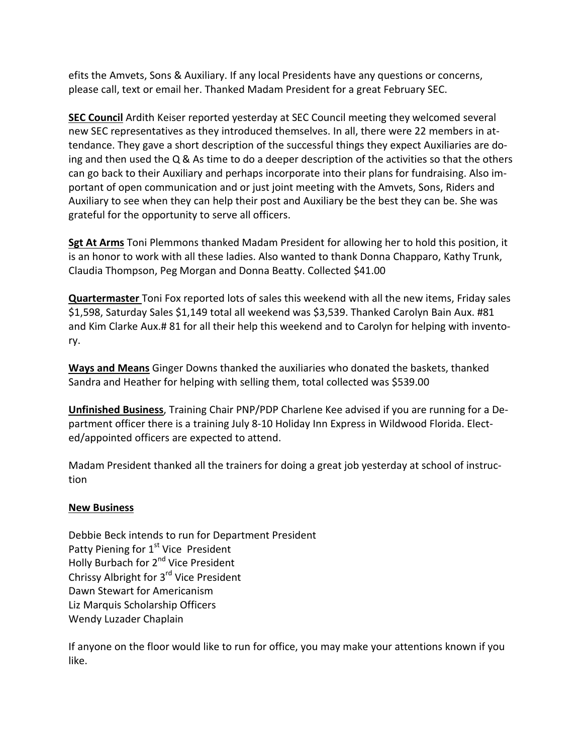efits the Amvets, Sons & Auxiliary. If any local Presidents have any questions or concerns, please call, text or email her. Thanked Madam President for a great February SEC.

**SEC Council** Ardith Keiser reported yesterday at SEC Council meeting they welcomed several new SEC representatives as they introduced themselves. In all, there were 22 members in attendance. They gave a short description of the successful things they expect Auxiliaries are doing and then used the Q & As time to do a deeper description of the activities so that the others can go back to their Auxiliary and perhaps incorporate into their plans for fundraising. Also important of open communication and or just joint meeting with the Amvets, Sons, Riders and Auxiliary to see when they can help their post and Auxiliary be the best they can be. She was grateful for the opportunity to serve all officers.

**Sgt At Arms** Toni Plemmons thanked Madam President for allowing her to hold this position, it is an honor to work with all these ladies. Also wanted to thank Donna Chapparo, Kathy Trunk, Claudia Thompson, Peg Morgan and Donna Beatty. Collected $41.00

**Quartermaster** Toni Fox reported lots of sales this weekend with all the new items, Friday sales $1,598, Saturday Sales $1,149 total all weekend was $3,539. Thanked Carolyn Bain Aux. #81 and Kim Clarke Aux.# 81 for all their help this weekend and to Carolyn for helping with inventory.

**Ways and Means** Ginger Downs thanked the auxiliaries who donated the baskets, thanked Sandra and Heather for helping with selling them, total collected was $539.00

**Unfinished Business**, Training Chair PNP/PDP Charlene Kee advised if you are running for a Department officer there is a training July 8-10 Holiday Inn Express in Wildwood Florida. Elected/appointed officers are expected to attend.

Madam President thanked all the trainers for doing a great job yesterday at school of instruction

**New Business**

Debbie Beck intends to run for Department President
Patty Piening for 1st Vice President
Holly Burbach for 2nd Vice President
Chrissy Albright for 3rd Vice President
Dawn Stewart for Americanism
Liz Marquis Scholarship Officers
Wendy Luzader Chaplain

If anyone on the floor would like to run for office, you may make your attentions known if you like.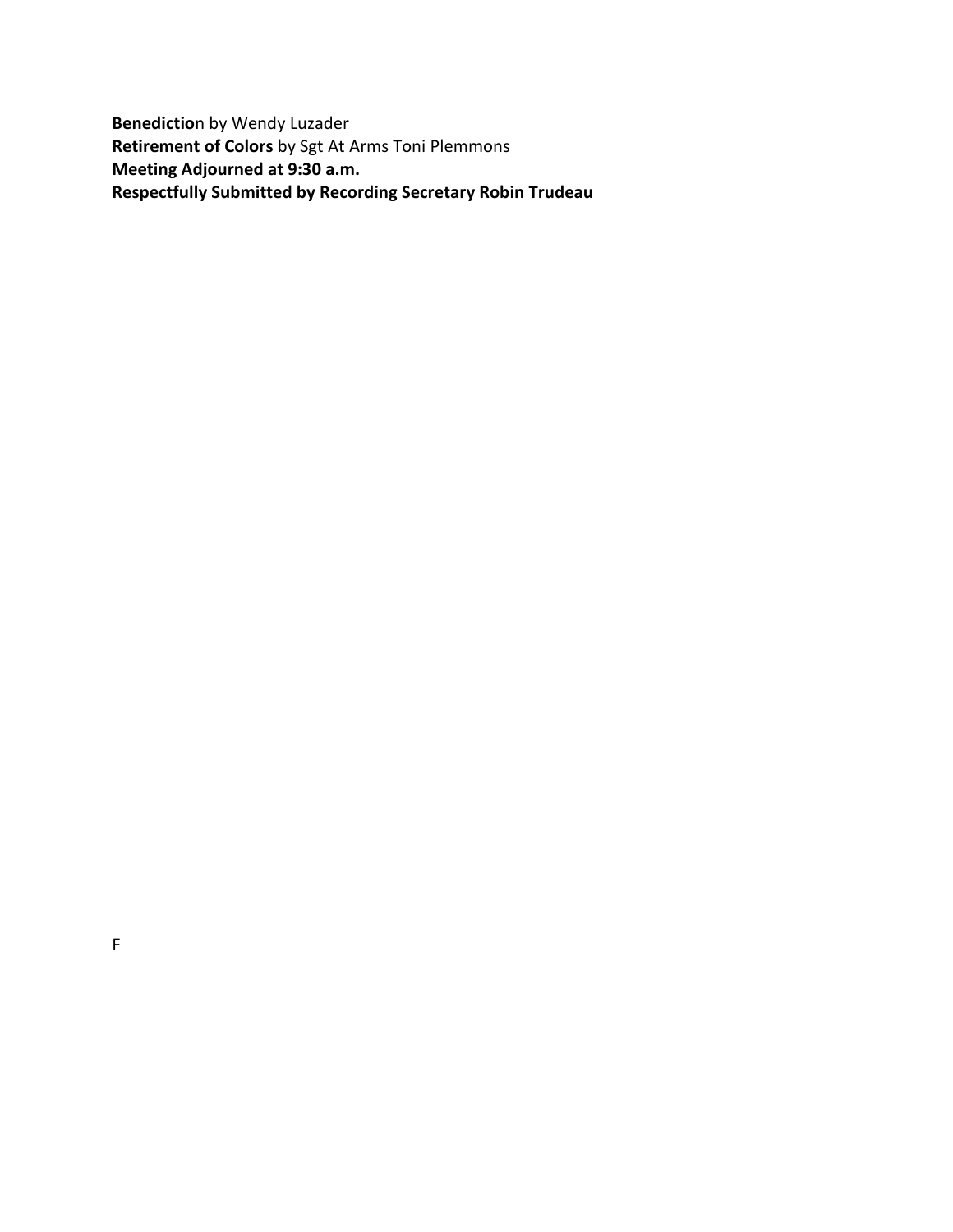**Benedictio**n by Wendy Luzader
**Retirement of Colors** by Sgt At Arms Toni Plemmons
**Meeting Adjourned at 9:30 a.m.**
**Respectfully Submitted by Recording Secretary Robin Trudeau**

F